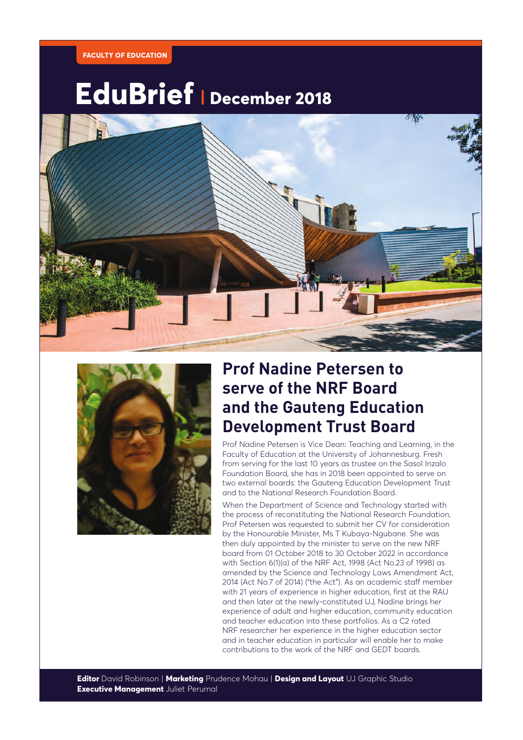FACULTY OF EDUCATION

# EduBrief | December 2018

## Prof Nadine Petersen to serve of the NRF Board and the Gauteng Education Development Trust Board

Prof Nadine Petersen is Vice Dean: Teaching and Learning, in the Faculty of Education at the University of Johannesburg. Fresh from serving for the last 10 years as trustee on the Sasol Inzalo Foundation Board, she has in 2018 been appointed to serve on two external boards: the Gauteng Education Development Trust and to the National Research Foundation Board.

When the Department of Science and Technology started with the process of reconstituting the National Research Foundation, Prof Petersen was requested to submit her CV for consideration by the Honourable Minister, Ms T Kubaya-Ngubane. She was then duly appointed by the minister to serve on the new NRF board from 01 October 2018 to 30 October 2022 in accordance with Section 6(1)(a) of the NRF Act, 1998 (Act No.23 of 1998) as amended by the Science and Technology Laws Amendment Act, 2014 (Act No.7 of 2014) ("the Act"). As an academic staff member with 21 years of experience in higher education, first at the RAU and then later at the newly-constituted UJ, Nadine brings her experience of adult and higher education, community education and teacher education into these portfolios. As a C2 rated NRF researcher her experience in the higher education sector and in teacher education in particular will enable her to make contributions to the work of the NRF and GEDT boards.

**Editor** David Robinson | **Marketing** Prudence Mohau | **Design and Layout** UJ Graphic Studio
**Executive Management** Juliet Perumal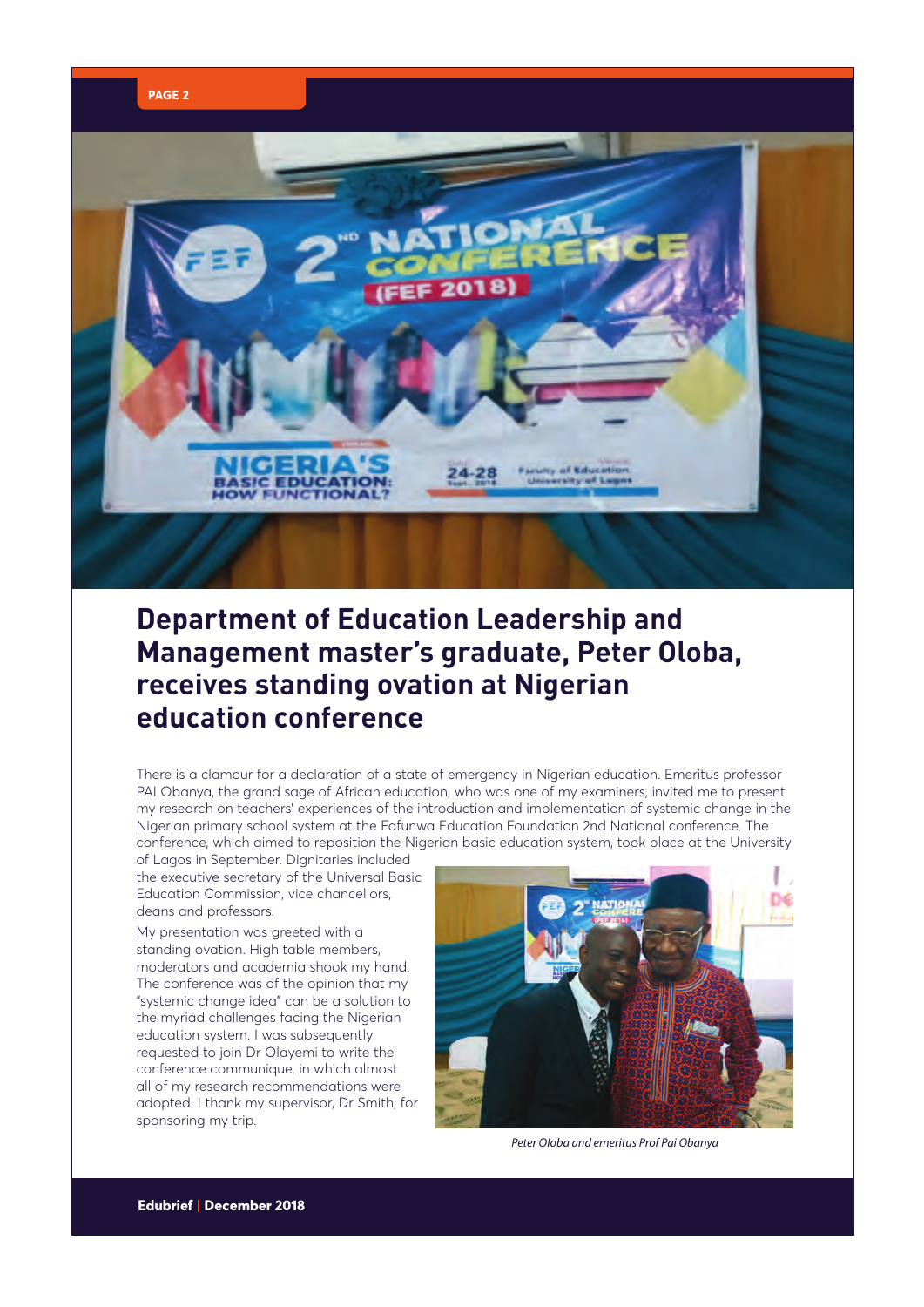# Department of Education Leadership and Management master's graduate, Peter Oloba, receives standing ovation at Nigerian education conference

There is a clamour for a declaration of a state of emergency in Nigerian education. Emeritus professor PAI Obanya, the grand sage of African education, who was one of my examiners, invited me to present my research on teachers' experiences of the introduction and implementation of systemic change in the Nigerian primary school system at the Fafunwa Education Foundation 2nd National conference. The conference, which aimed to reposition the Nigerian basic education system, took place at the University of Lagos in September. Dignitaries included the executive secretary of the Universal Basic Education Commission, vice chancellors, deans and professors.

My presentation was greeted with a standing ovation. High table members, moderators and academia shook my hand. The conference was of the opinion that my "systemic change idea" can be a solution to the myriad challenges facing the Nigerian education system. I was subsequently requested to join Dr Olayemi to write the conference communique, in which almost all of my research recommendations were adopted. I thank my supervisor, Dr Smith, for sponsoring my trip.

*Peter Oloba and emeritus Prof Pai Obanya*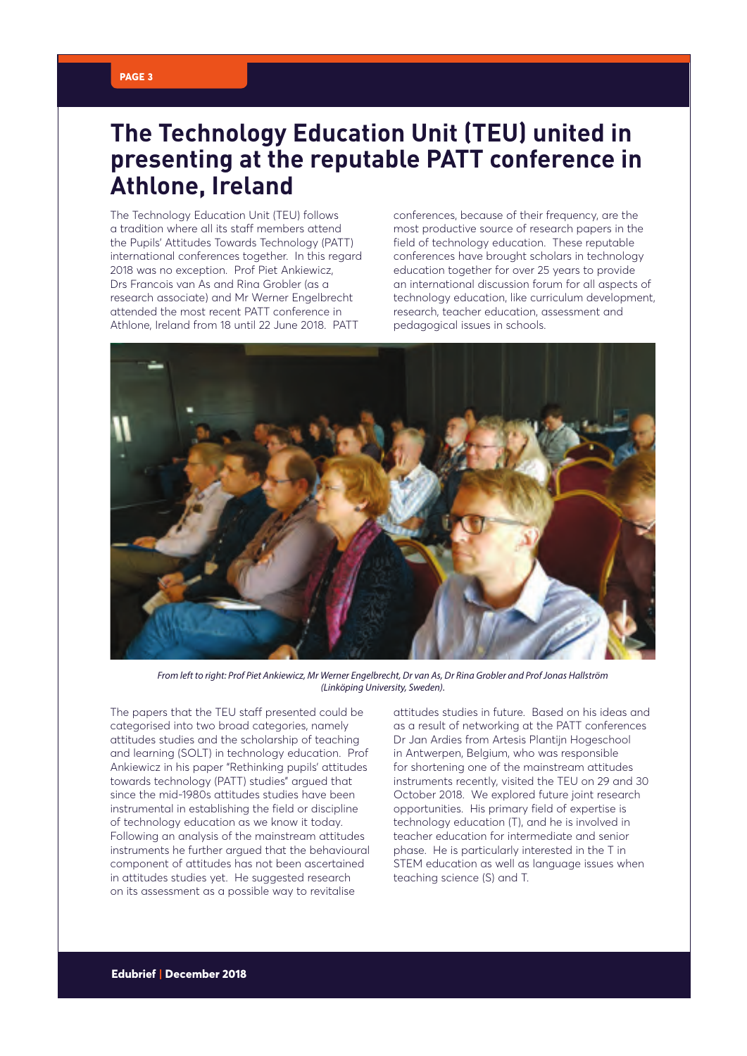# The Technology Education Unit (TEU) united in presenting at the reputable PATT conference in Athlone, Ireland

The Technology Education Unit (TEU) follows a tradition where all its staff members attend the Pupils' Attitudes Towards Technology (PATT) international conferences together. In this regard 2018 was no exception. Prof Piet Ankiewicz, Drs Francois van As and Rina Grobler (as a research associate) and Mr Werner Engelbrecht attended the most recent PATT conference in Athlone, Ireland from 18 until 22 June 2018. PATT conferences, because of their frequency, are the most productive source of research papers in the field of technology education. These reputable conferences have brought scholars in technology education together for over 25 years to provide an international discussion forum for all aspects of technology education, like curriculum development, research, teacher education, assessment and pedagogical issues in schools.

*From left to right: Prof Piet Ankiewicz, Mr Werner Engelbrecht, Dr van As, Dr Rina Grobler and Prof Jonas Hallström (Linköping University, Sweden).*

The papers that the TEU staff presented could be categorised into two broad categories, namely attitudes studies and the scholarship of teaching and learning (SOLT) in technology education. Prof Ankiewicz in his paper "Rethinking pupils' attitudes towards technology (PATT) studies" argued that since the mid-1980s attitudes studies have been instrumental in establishing the field or discipline of technology education as we know it today. Following an analysis of the mainstream attitudes instruments he further argued that the behavioural component of attitudes has not been ascertained in attitudes studies yet. He suggested research on its assessment as a possible way to revitalise attitudes studies in future. Based on his ideas and as a result of networking at the PATT conferences Dr Jan Ardies from Artesis Plantijn Hogeschool in Antwerpen, Belgium, who was responsible for shortening one of the mainstream attitudes instruments recently, visited the TEU on 29 and 30 October 2018. We explored future joint research opportunities. His primary field of expertise is technology education (T), and he is involved in teacher education for intermediate and senior phase. He is particularly interested in the T in STEM education as well as language issues when teaching science (S) and T.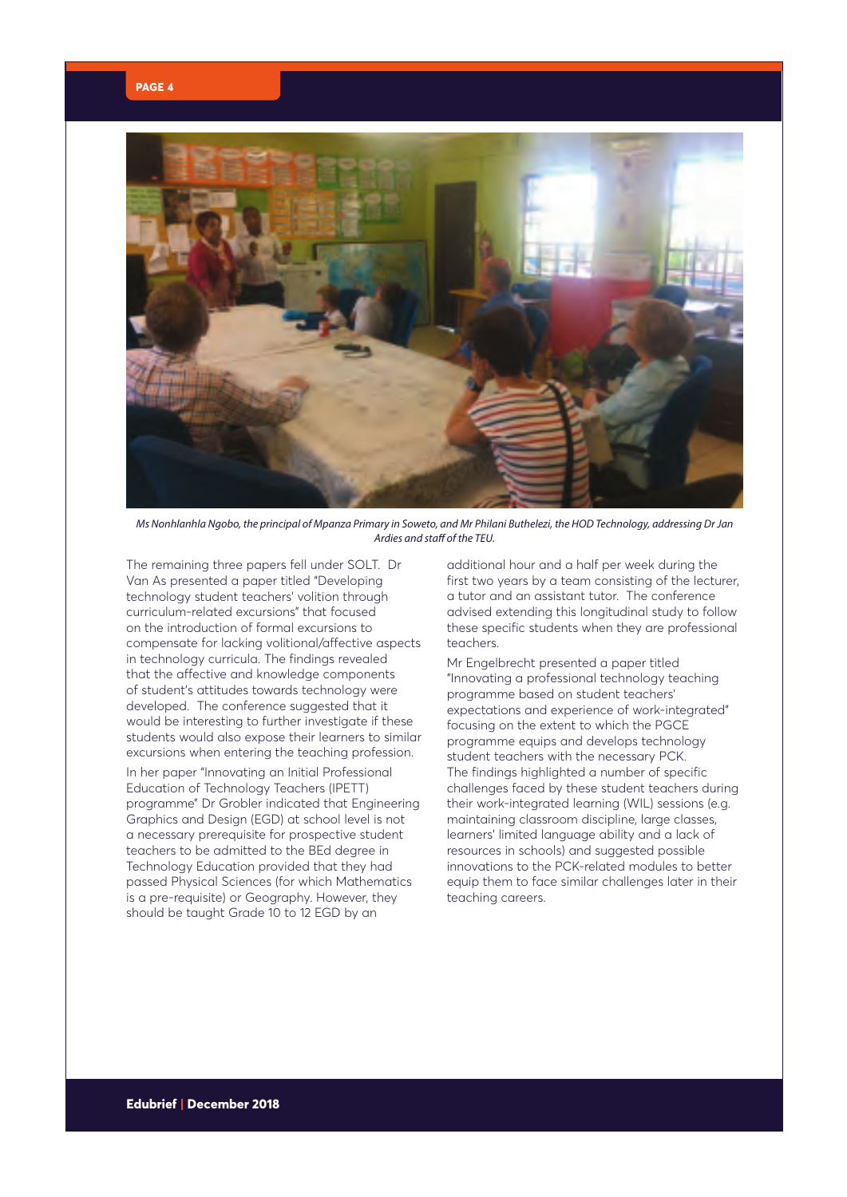*Ms Nonhlanhla Ngobo, the principal of Mpanza Primary in Soweto, and Mr Philani Buthelezi, the HOD Technology, addressing Dr Jan Ardies and staff of the TEU.*

The remaining three papers fell under SOLT. Dr Van As presented a paper titled "Developing technology student teachers' volition through curriculum-related excursions" that focused on the introduction of formal excursions to compensate for lacking volitional/affective aspects in technology curricula. The findings revealed that the affective and knowledge components of student's attitudes towards technology were developed. The conference suggested that it would be interesting to further investigate if these students would also expose their learners to similar excursions when entering the teaching profession.

In her paper "Innovating an Initial Professional Education of Technology Teachers (IPETT) programme" Dr Grobler indicated that Engineering Graphics and Design (EGD) at school level is not a necessary prerequisite for prospective student teachers to be admitted to the BEd degree in Technology Education provided that they had passed Physical Sciences (for which Mathematics is a pre-requisite) or Geography. However, they should be taught Grade 10 to 12 EGD by an additional hour and a half per week during the first two years by a team consisting of the lecturer, a tutor and an assistant tutor. The conference advised extending this longitudinal study to follow these specific students when they are professional teachers.

Mr Engelbrecht presented a paper titled "Innovating a professional technology teaching programme based on student teachers' expectations and experience of work-integrated" focusing on the extent to which the PGCE programme equips and develops technology student teachers with the necessary PCK. The findings highlighted a number of specific challenges faced by these student teachers during their work-integrated learning (WIL) sessions (e.g. maintaining classroom discipline, large classes, learners' limited language ability and a lack of resources in schools) and suggested possible innovations to the PCK-related modules to better equip them to face similar challenges later in their teaching careers.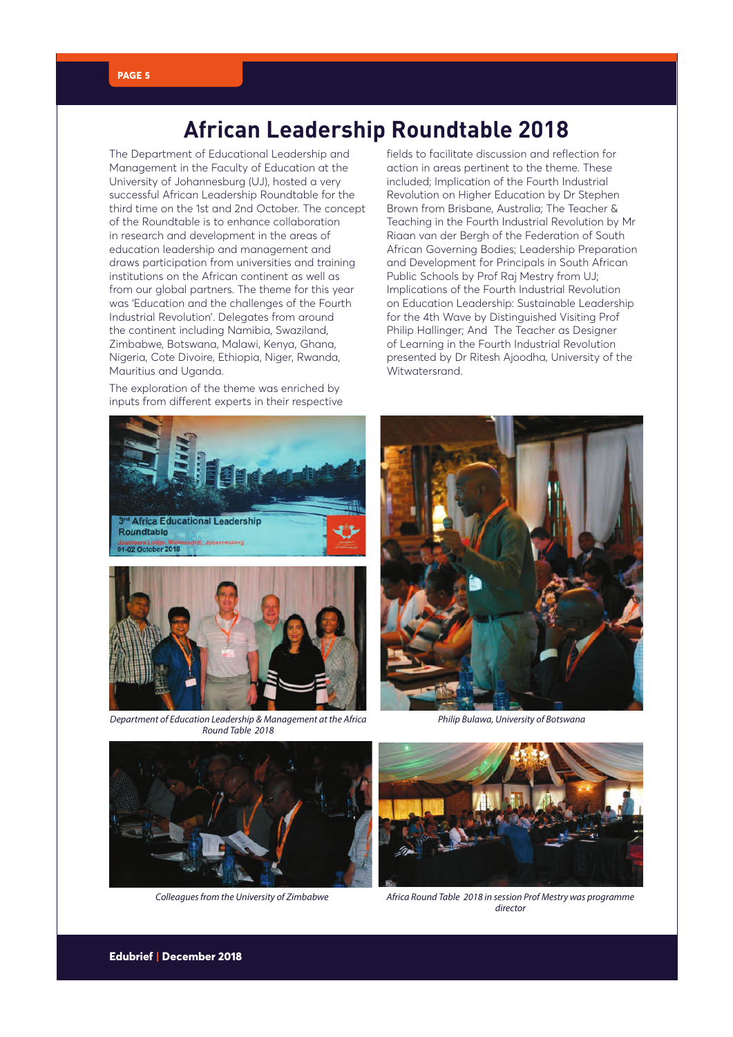# African Leadership Roundtable 2018

The Department of Educational Leadership and Management in the Faculty of Education at the University of Johannesburg (UJ), hosted a very successful African Leadership Roundtable for the third time on the 1st and 2nd October. The concept of the Roundtable is to enhance collaboration in research and development in the areas of education leadership and management and draws participation from universities and training institutions on the African continent as well as from our global partners. The theme for this year was 'Education and the challenges of the Fourth Industrial Revolution'. Delegates from around the continent including Namibia, Swaziland, Zimbabwe, Botswana, Malawi, Kenya, Ghana, Nigeria, Cote Divoire, Ethiopia, Niger, Rwanda, Mauritius and Uganda.

The exploration of the theme was enriched by inputs from different experts in their respective fields to facilitate discussion and reflection for action in areas pertinent to the theme. These included; Implication of the Fourth Industrial Revolution on Higher Education by Dr Stephen Brown from Brisbane, Australia; The Teacher & Teaching in the Fourth Industrial Revolution by Mr Riaan van der Bergh of the Federation of South African Governing Bodies; Leadership Preparation and Development for Principals in South African Public Schools by Prof Raj Mestry from UJ; Implications of the Fourth Industrial Revolution on Education Leadership: Sustainable Leadership for the 4th Wave by Distinguished Visiting Prof Philip Hallinger; And The Teacher as Designer of Learning in the Fourth Industrial Revolution presented by Dr Ritesh Ajoodha, University of the Witwatersrand.

*Department of Education Leadership & Management at the Africa Round Table 2018*

*Philip Bulawa, University of Botswana*

*Colleagues from the University of Zimbabwe*

*Africa Round Table 2018 in session Prof Mestry was programme director*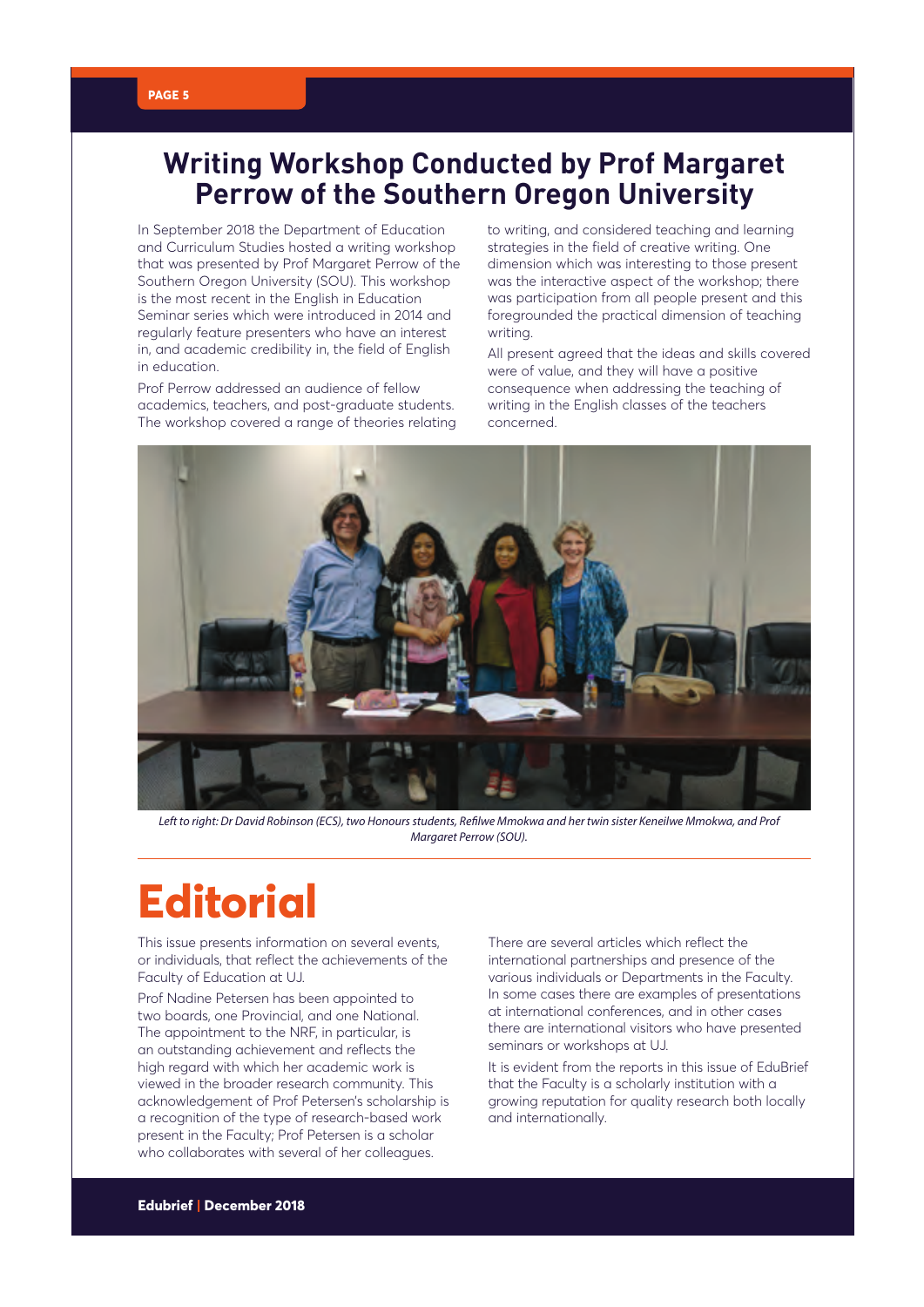## Writing Workshop Conducted by Prof Margaret Perrow of the Southern Oregon University

In September 2018 the Department of Education and Curriculum Studies hosted a writing workshop that was presented by Prof Margaret Perrow of the Southern Oregon University (SOU). This workshop is the most recent in the English in Education Seminar series which were introduced in 2014 and regularly feature presenters who have an interest in, and academic credibility in, the field of English in education.

Prof Perrow addressed an audience of fellow academics, teachers, and post-graduate students. The workshop covered a range of theories relating to writing, and considered teaching and learning strategies in the field of creative writing. One dimension which was interesting to those present was the interactive aspect of the workshop; there was participation from all people present and this foregrounded the practical dimension of teaching writing.

All present agreed that the ideas and skills covered were of value, and they will have a positive consequence when addressing the teaching of writing in the English classes of the teachers concerned.

*Left to right: Dr David Robinson (ECS), two Honours students, Refilwe Mmokwa and her twin sister Keneilwe Mmokwa, and Prof Margaret Perrow (SOU).*

# Editorial

This issue presents information on several events, or individuals, that reflect the achievements of the Faculty of Education at UJ.

Prof Nadine Petersen has been appointed to two boards, one Provincial, and one National. The appointment to the NRF, in particular, is an outstanding achievement and reflects the high regard with which her academic work is viewed in the broader research community. This acknowledgement of Prof Petersen's scholarship is a recognition of the type of research-based work present in the Faculty; Prof Petersen is a scholar who collaborates with several of her colleagues.

There are several articles which reflect the international partnerships and presence of the various individuals or Departments in the Faculty. In some cases there are examples of presentations at international conferences, and in other cases there are international visitors who have presented seminars or workshops at UJ.

It is evident from the reports in this issue of EduBrief that the Faculty is a scholarly institution with a growing reputation for quality research both locally and internationally.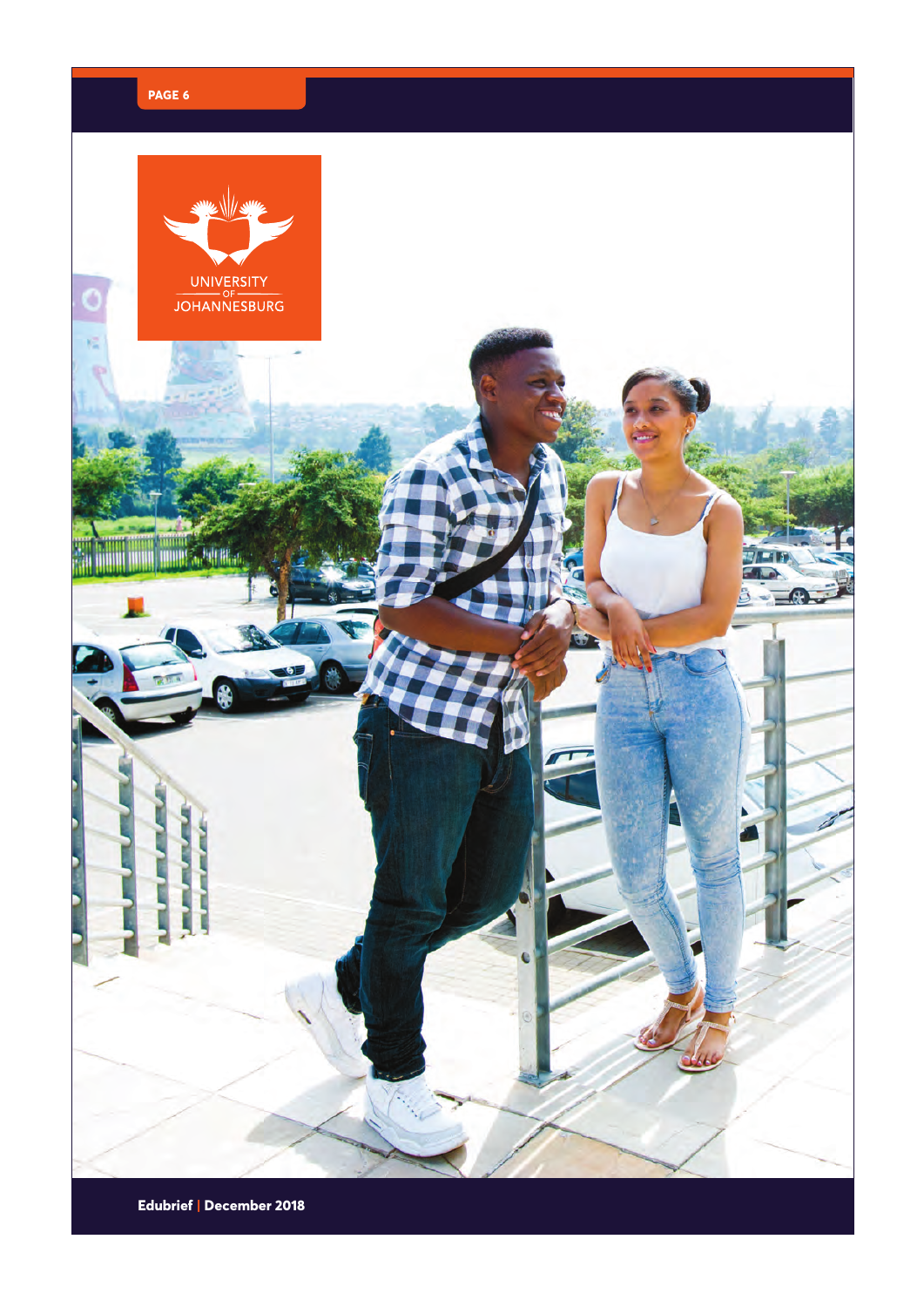UNIVERSITY OF JOHANNESBURG